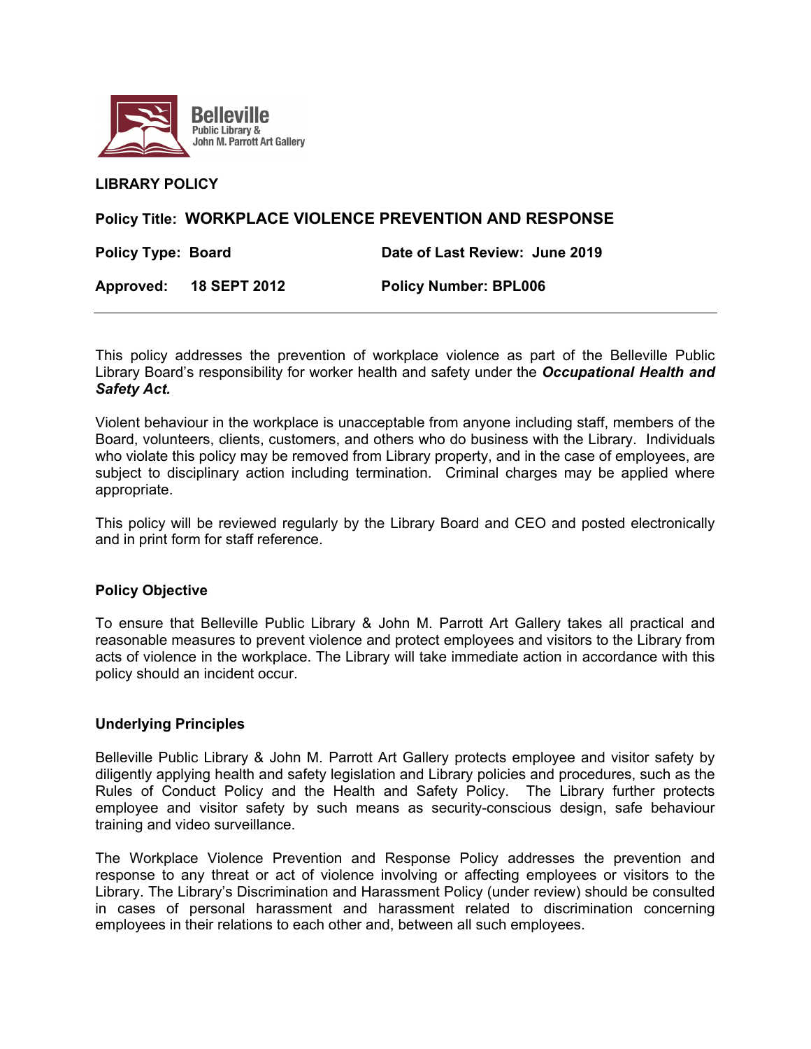Belleville Public Library & John M. Parrott Art Gallery

**LIBRARY POLICY**

**Policy Title: WORKPLACE VIOLENCE PREVENTION AND RESPONSE**

**Policy Type: Board** | **Date of Last Review: June 2019**

**Approved: 18 SEPT 2012** | **Policy Number: BPL006**

---

This policy addresses the prevention of workplace violence as part of the Belleville Public Library Board's responsibility for worker health and safety under the ***Occupational Health and Safety Act.***

Violent behaviour in the workplace is unacceptable from anyone including staff, members of the Board, volunteers, clients, customers, and others who do business with the Library. Individuals who violate this policy may be removed from Library property, and in the case of employees, are subject to disciplinary action including termination. Criminal charges may be applied where appropriate.

This policy will be reviewed regularly by the Library Board and CEO and posted electronically and in print form for staff reference.

## Policy Objective

To ensure that Belleville Public Library & John M. Parrott Art Gallery takes all practical and reasonable measures to prevent violence and protect employees and visitors to the Library from acts of violence in the workplace. The Library will take immediate action in accordance with this policy should an incident occur.

## Underlying Principles

Belleville Public Library & John M. Parrott Art Gallery protects employee and visitor safety by diligently applying health and safety legislation and Library policies and procedures, such as the Rules of Conduct Policy and the Health and Safety Policy. The Library further protects employee and visitor safety by such means as security-conscious design, safe behaviour training and video surveillance.

The Workplace Violence Prevention and Response Policy addresses the prevention and response to any threat or act of violence involving or affecting employees or visitors to the Library. The Library's Discrimination and Harassment Policy (under review) should be consulted in cases of personal harassment and harassment related to discrimination concerning employees in their relations to each other and, between all such employees.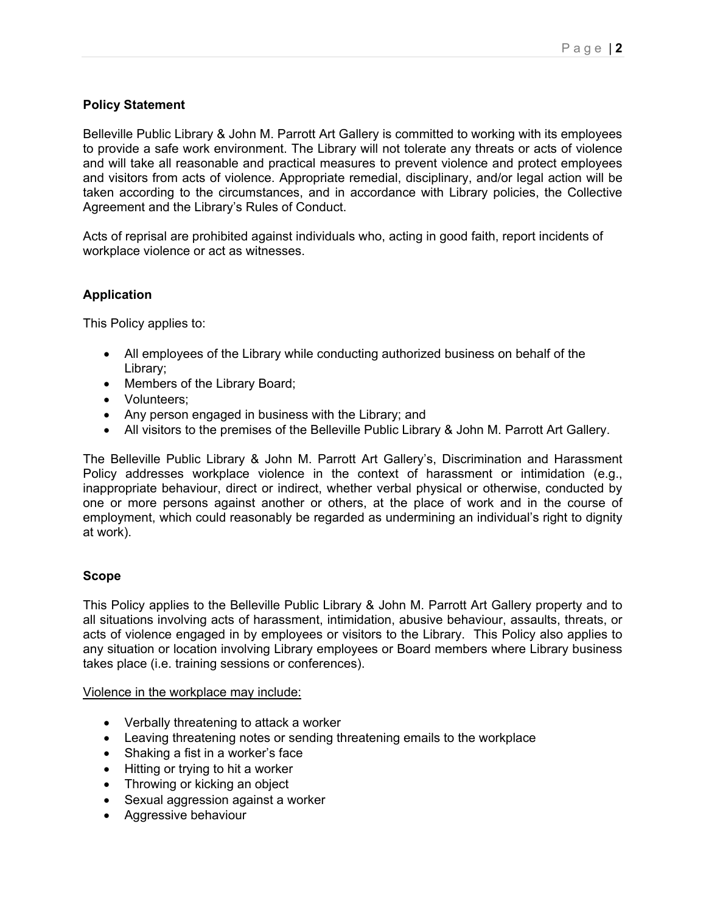## Policy Statement

Belleville Public Library & John M. Parrott Art Gallery is committed to working with its employees to provide a safe work environment. The Library will not tolerate any threats or acts of violence and will take all reasonable and practical measures to prevent violence and protect employees and visitors from acts of violence. Appropriate remedial, disciplinary, and/or legal action will be taken according to the circumstances, and in accordance with Library policies, the Collective Agreement and the Library's Rules of Conduct.

Acts of reprisal are prohibited against individuals who, acting in good faith, report incidents of workplace violence or act as witnesses.

## Application

This Policy applies to:

- All employees of the Library while conducting authorized business on behalf of the Library;
- Members of the Library Board;
- Volunteers;
- Any person engaged in business with the Library; and
- All visitors to the premises of the Belleville Public Library & John M. Parrott Art Gallery.

The Belleville Public Library & John M. Parrott Art Gallery's, Discrimination and Harassment Policy addresses workplace violence in the context of harassment or intimidation (e.g., inappropriate behaviour, direct or indirect, whether verbal physical or otherwise, conducted by one or more persons against another or others, at the place of work and in the course of employment, which could reasonably be regarded as undermining an individual's right to dignity at work).

## Scope

This Policy applies to the Belleville Public Library & John M. Parrott Art Gallery property and to all situations involving acts of harassment, intimidation, abusive behaviour, assaults, threats, or acts of violence engaged in by employees or visitors to the Library. This Policy also applies to any situation or location involving Library employees or Board members where Library business takes place (i.e. training sessions or conferences).

Violence in the workplace may include:

- Verbally threatening to attack a worker
- Leaving threatening notes or sending threatening emails to the workplace
- Shaking a fist in a worker's face
- Hitting or trying to hit a worker
- Throwing or kicking an object
- Sexual aggression against a worker
- Aggressive behaviour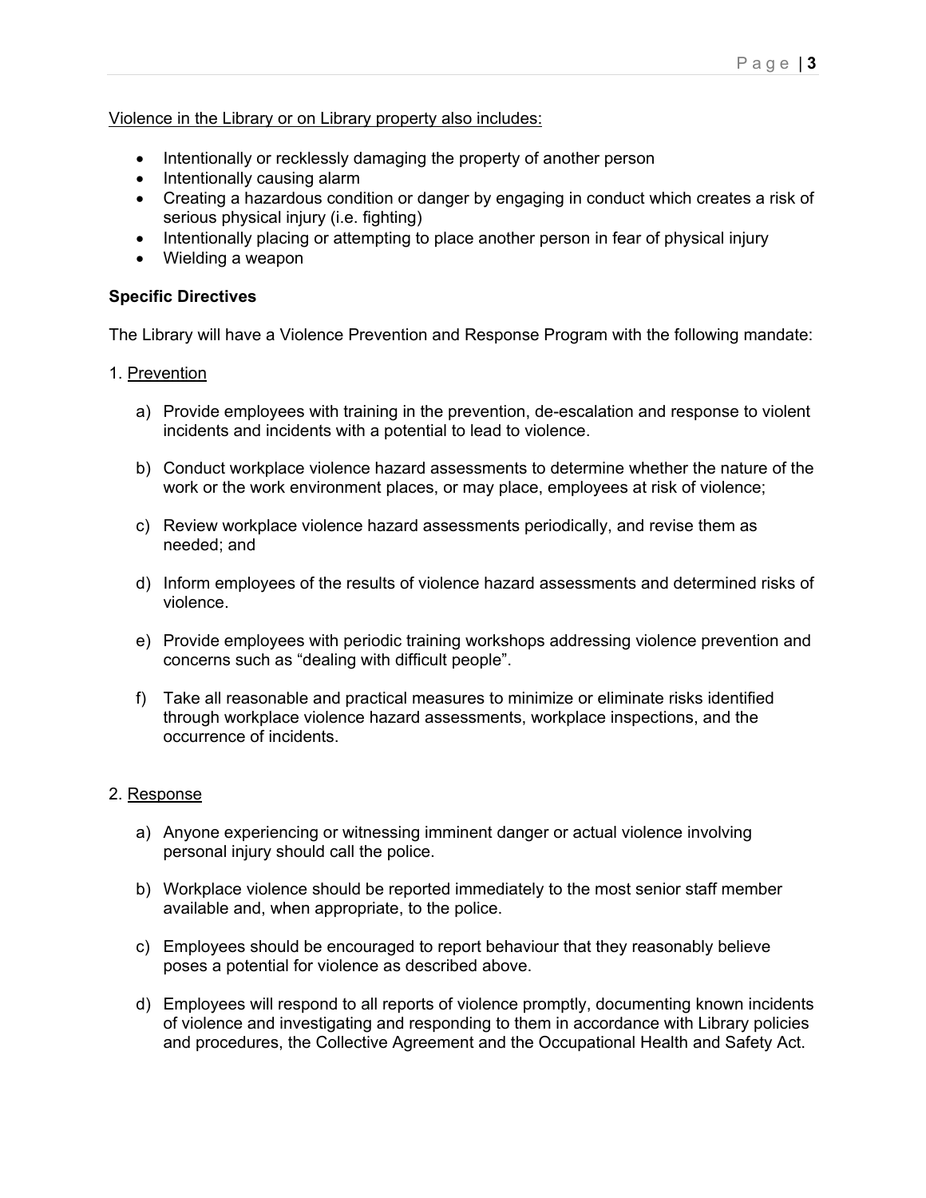Violence in the Library or on Library property also includes:

- Intentionally or recklessly damaging the property of another person
- Intentionally causing alarm
- Creating a hazardous condition or danger by engaging in conduct which creates a risk of serious physical injury (i.e. fighting)
- Intentionally placing or attempting to place another person in fear of physical injury
- Wielding a weapon

**Specific Directives**

The Library will have a Violence Prevention and Response Program with the following mandate:

1. Prevention

   a) Provide employees with training in the prevention, de-escalation and response to violent incidents and incidents with a potential to lead to violence.

   b) Conduct workplace violence hazard assessments to determine whether the nature of the work or the work environment places, or may place, employees at risk of violence;

   c) Review workplace violence hazard assessments periodically, and revise them as needed; and

   d) Inform employees of the results of violence hazard assessments and determined risks of violence.

   e) Provide employees with periodic training workshops addressing violence prevention and concerns such as "dealing with difficult people".

   f) Take all reasonable and practical measures to minimize or eliminate risks identified through workplace violence hazard assessments, workplace inspections, and the occurrence of incidents.

2. Response

   a) Anyone experiencing or witnessing imminent danger or actual violence involving personal injury should call the police.

   b) Workplace violence should be reported immediately to the most senior staff member available and, when appropriate, to the police.

   c) Employees should be encouraged to report behaviour that they reasonably believe poses a potential for violence as described above.

   d) Employees will respond to all reports of violence promptly, documenting known incidents of violence and investigating and responding to them in accordance with Library policies and procedures, the Collective Agreement and the Occupational Health and Safety Act.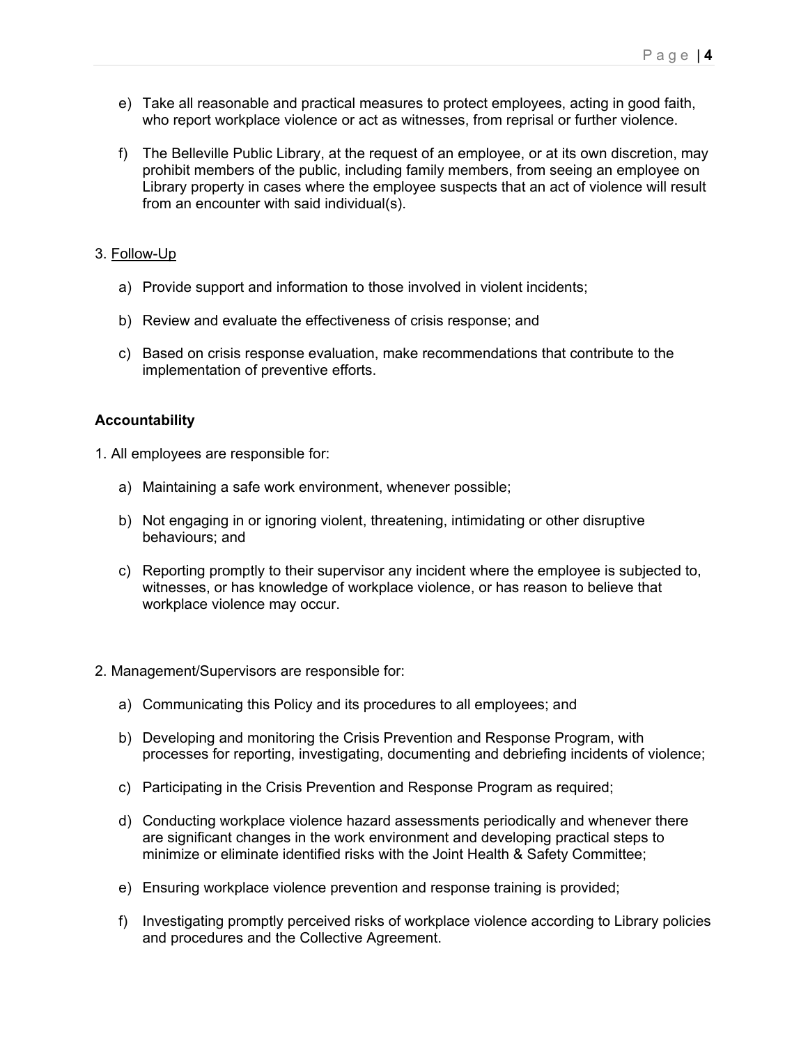e) Take all reasonable and practical measures to protect employees, acting in good faith, who report workplace violence or act as witnesses, from reprisal or further violence.

f) The Belleville Public Library, at the request of an employee, or at its own discretion, may prohibit members of the public, including family members, from seeing an employee on Library property in cases where the employee suspects that an act of violence will result from an encounter with said individual(s).

3. <u>Follow-Up</u>

a) Provide support and information to those involved in violent incidents;

b) Review and evaluate the effectiveness of crisis response; and

c) Based on crisis response evaluation, make recommendations that contribute to the implementation of preventive efforts.

**Accountability**

1. All employees are responsible for:

a) Maintaining a safe work environment, whenever possible;

b) Not engaging in or ignoring violent, threatening, intimidating or other disruptive behaviours; and

c) Reporting promptly to their supervisor any incident where the employee is subjected to, witnesses, or has knowledge of workplace violence, or has reason to believe that workplace violence may occur.

2. Management/Supervisors are responsible for:

a) Communicating this Policy and its procedures to all employees; and

b) Developing and monitoring the Crisis Prevention and Response Program, with processes for reporting, investigating, documenting and debriefing incidents of violence;

c) Participating in the Crisis Prevention and Response Program as required;

d) Conducting workplace violence hazard assessments periodically and whenever there are significant changes in the work environment and developing practical steps to minimize or eliminate identified risks with the Joint Health & Safety Committee;

e) Ensuring workplace violence prevention and response training is provided;

f) Investigating promptly perceived risks of workplace violence according to Library policies and procedures and the Collective Agreement.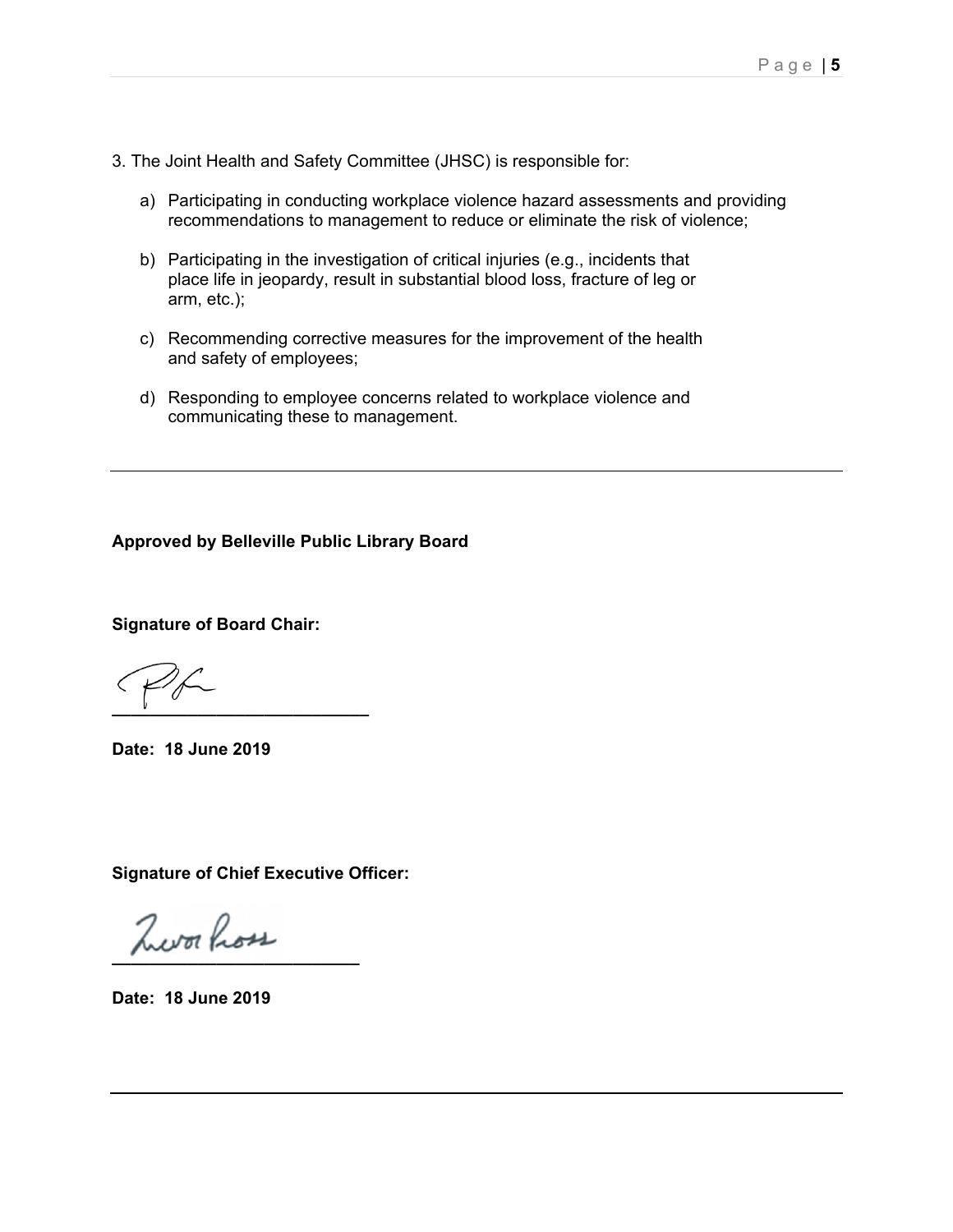3. The Joint Health and Safety Committee (JHSC) is responsible for:

   a) Participating in conducting workplace violence hazard assessments and providing recommendations to management to reduce or eliminate the risk of violence;

   b) Participating in the investigation of critical injuries (e.g., incidents that place life in jeopardy, result in substantial blood loss, fracture of leg or arm, etc.);

   c) Recommending corrective measures for the improvement of the health and safety of employees;

   d) Responding to employee concerns related to workplace violence and communicating these to management.

---

**Approved by Belleville Public Library Board**

**Signature of Board Chair:**

\_\_\_\_\_\_\_\_\_\_\_\_\_\_\_\_\_\_\_\_\_\_\_\_\_\_

**Date: 18 June 2019**

**Signature of Chief Executive Officer:**

\_\_\_\_\_\_\_\_\_\_\_\_\_\_\_\_\_\_\_\_\_\_\_\_\_\_

**Date: 18 June 2019**

---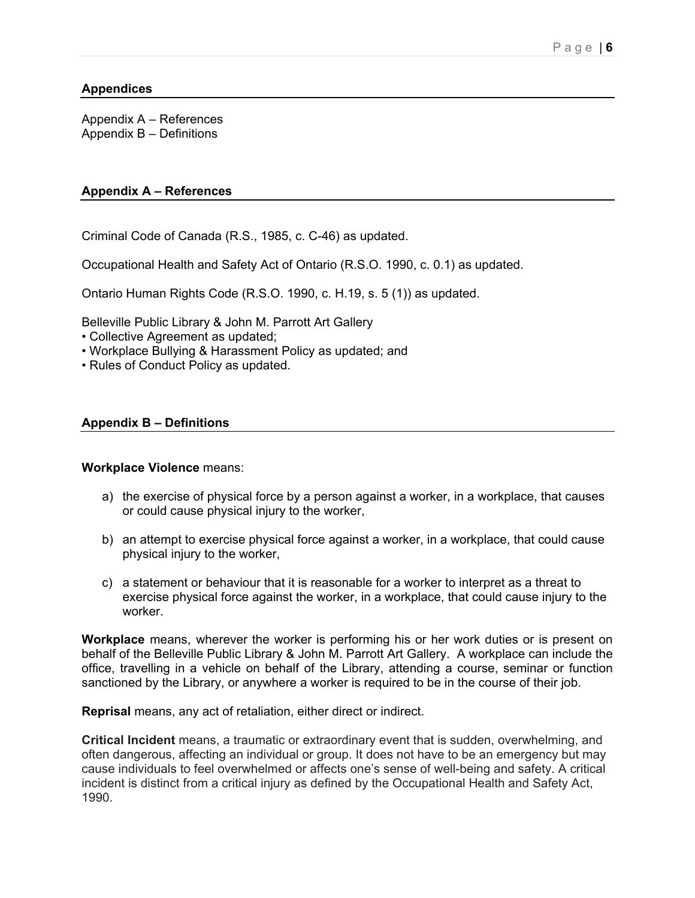## Appendices

Appendix A – References
Appendix B – Definitions

## Appendix A – References

Criminal Code of Canada (R.S., 1985, c. C-46) as updated.

Occupational Health and Safety Act of Ontario (R.S.O. 1990, c. 0.1) as updated.

Ontario Human Rights Code (R.S.O. 1990, c. H.19, s. 5 (1)) as updated.

Belleville Public Library & John M. Parrott Art Gallery
• Collective Agreement as updated;
• Workplace Bullying & Harassment Policy as updated; and
• Rules of Conduct Policy as updated.

## Appendix B – Definitions

**Workplace Violence** means:

a) the exercise of physical force by a person against a worker, in a workplace, that causes or could cause physical injury to the worker,

b) an attempt to exercise physical force against a worker, in a workplace, that could cause physical injury to the worker,

c) a statement or behaviour that it is reasonable for a worker to interpret as a threat to exercise physical force against the worker, in a workplace, that could cause injury to the worker.

**Workplace** means, wherever the worker is performing his or her work duties or is present on behalf of the Belleville Public Library & John M. Parrott Art Gallery. A workplace can include the office, travelling in a vehicle on behalf of the Library, attending a course, seminar or function sanctioned by the Library, or anywhere a worker is required to be in the course of their job.

**Reprisal** means, any act of retaliation, either direct or indirect.

**Critical Incident** means, a traumatic or extraordinary event that is sudden, overwhelming, and often dangerous, affecting an individual or group. It does not have to be an emergency but may cause individuals to feel overwhelmed or affects one's sense of well-being and safety. A critical incident is distinct from a critical injury as defined by the Occupational Health and Safety Act, 1990.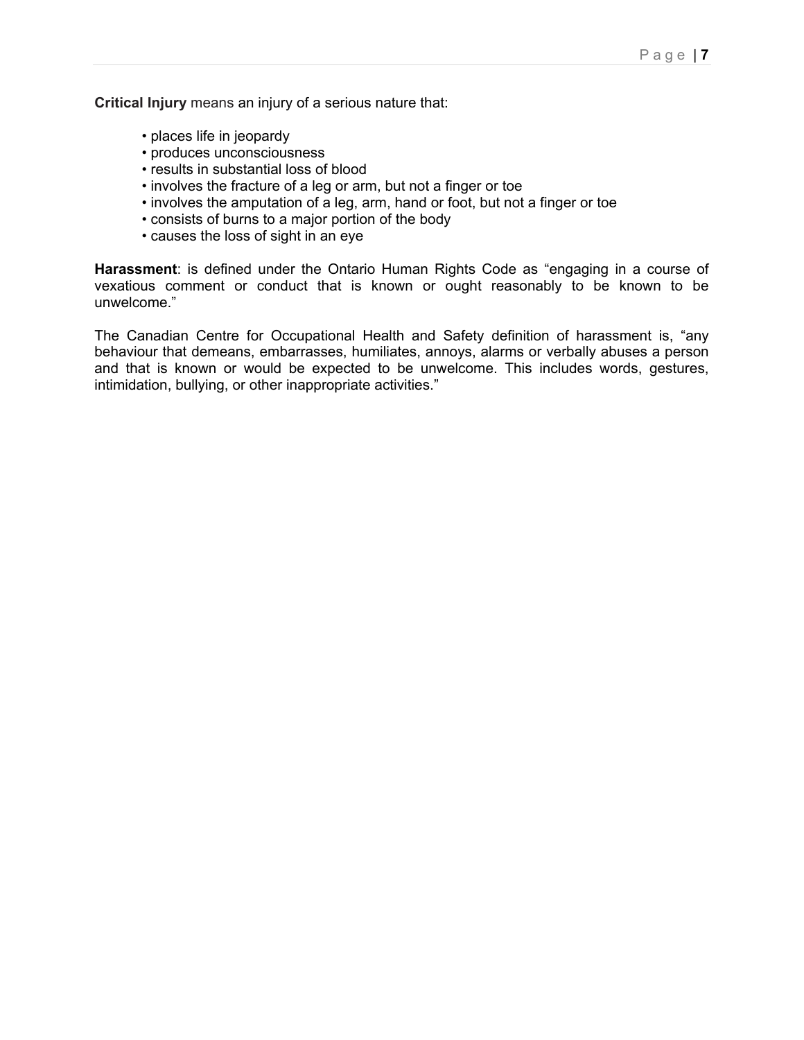**Critical Injury** means an injury of a serious nature that:

- places life in jeopardy
- produces unconsciousness
- results in substantial loss of blood
- involves the fracture of a leg or arm, but not a finger or toe
- involves the amputation of a leg, arm, hand or foot, but not a finger or toe
- consists of burns to a major portion of the body
- causes the loss of sight in an eye

**Harassment**: is defined under the Ontario Human Rights Code as "engaging in a course of vexatious comment or conduct that is known or ought reasonably to be known to be unwelcome."

The Canadian Centre for Occupational Health and Safety definition of harassment is, "any behaviour that demeans, embarrasses, humiliates, annoys, alarms or verbally abuses a person and that is known or would be expected to be unwelcome. This includes words, gestures, intimidation, bullying, or other inappropriate activities."